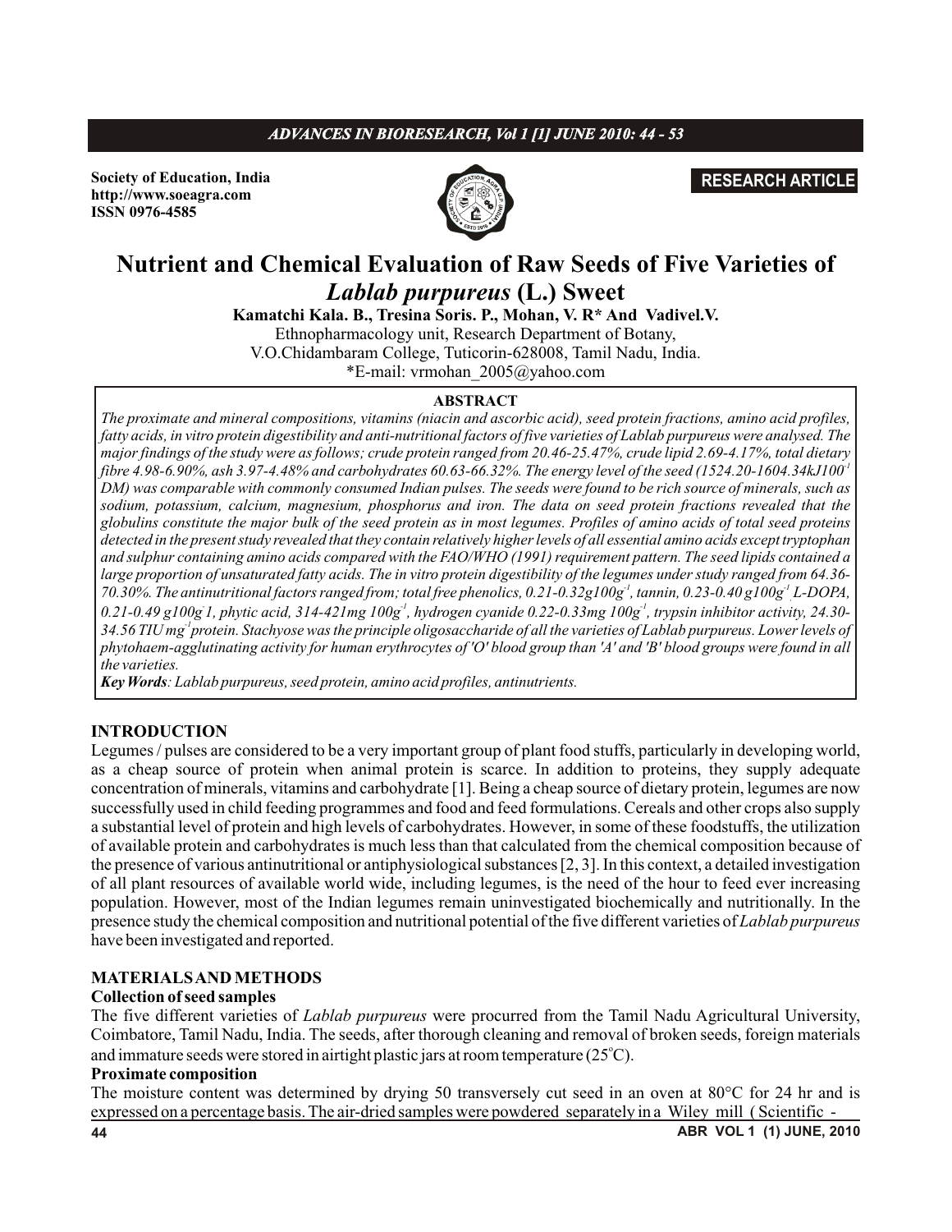Society of Education, India
http://www.soeagra.com
ISSN 0976-4585

**RESEARCH ARTICLE**

# Nutrient and Chemical Evaluation of Raw Seeds of Five Varieties of *Lablab purpureus* (L.) Sweet

**Kamatchi Kala. B., Tresina Soris. P., Mohan, V. R* And Vadivel.V.**

Ethnopharmacology unit, Research Department of Botany,
V.O.Chidambaram College, Tuticorin-628008, Tamil Nadu, India.
*E-mail: vrmohan_2005@yahoo.com

**ABSTRACT**

*The proximate and mineral compositions, vitamins (niacin and ascorbic acid), seed protein fractions, amino acid profiles, fatty acids, in vitro protein digestibility and anti-nutritional factors of five varieties of Lablab purpureus were analysed. The major findings of the study were as follows; crude protein ranged from 20.46-25.47%, crude lipid 2.69-4.17%, total dietary fibre 4.98-6.90%, ash 3.97-4.48% and carbohydrates 60.63-66.32%. The energy level of the seed (1524.20-1604.34kJ100$^{-1}$ DM) was comparable with commonly consumed Indian pulses. The seeds were found to be rich source of minerals, such as sodium, potassium, calcium, magnesium, phosphorus and iron. The data on seed protein fractions revealed that the globulins constitute the major bulk of the seed protein as in most legumes. Profiles of amino acids of total seed proteins detected in the present study revealed that they contain relatively higher levels of all essential amino acids except tryptophan and sulphur containing amino acids compared with the FAO/WHO (1991) requirement pattern. The seed lipids contained a large proportion of unsaturated fatty acids. The in vitro protein digestibility of the legumes under study ranged from 64.36-70.30%. The antinutritional factors ranged from; total free phenolics, 0.21-0.32g100g$^{-1}$, tannin, 0.23-0.40 g100g$^{-1}$ L-DOPA, 0.21-0.49 g100g$^{-1}$, phytic acid, 314-421mg 100g$^{-1}$, hydrogen cyanide 0.22-0.33mg 100g$^{-1}$, trypsin inhibitor activity, 24.30-34.56 TIU mg$^{-1}$protein. Stachyose was the principle oligosaccharide of all the varieties of Lablab purpureus. Lower levels of phytohaem-agglutinating activity for human erythrocytes of 'O' blood group than 'A' and 'B' blood groups were found in all the varieties.*

***Key Words**: Lablab purpureus, seed protein, amino acid profiles, antinutrients.*

## INTRODUCTION

Legumes / pulses are considered to be a very important group of plant food stuffs, particularly in developing world, as a cheap source of protein when animal protein is scarce. In addition to proteins, they supply adequate concentration of minerals, vitamins and carbohydrate [1]. Being a cheap source of dietary protein, legumes are now successfully used in child feeding programmes and food and feed formulations. Cereals and other crops also supply a substantial level of protein and high levels of carbohydrates. However, in some of these foodstuffs, the utilization of available protein and carbohydrates is much less than that calculated from the chemical composition because of the presence of various antinutritional or antiphysiological substances [2, 3]. In this context, a detailed investigation of all plant resources of available world wide, including legumes, is the need of the hour to feed ever increasing population. However, most of the Indian legumes remain uninvestigated biochemically and nutritionally. In the presence study the chemical composition and nutritional potential of the five different varieties of *Lablab purpureus* have been investigated and reported.

## MATERIALS AND METHODS

### Collection of seed samples

The five different varieties of *Lablab purpureus* were procurred from the Tamil Nadu Agricultural University, Coimbatore, Tamil Nadu, India. The seeds, after thorough cleaning and removal of broken seeds, foreign materials and immature seeds were stored in airtight plastic jars at room temperature (25$^{o}$C).

### Proximate composition

The moisture content was determined by drying 50 transversely cut seed in an oven at 80°C for 24 hr and is expressed on a percentage basis. The air-dried samples were powdered separately in a Wiley mill ( Scientific -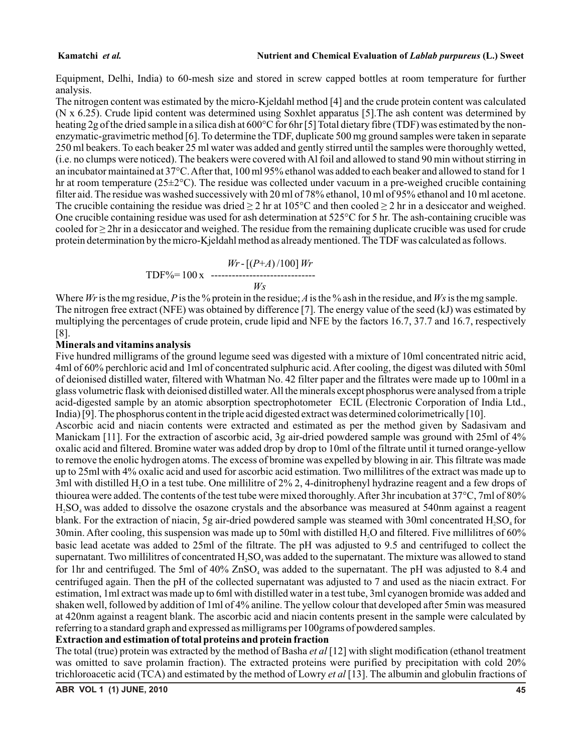Equipment, Delhi, India) to 60-mesh size and stored in screw capped bottles at room temperature for further analysis.

The nitrogen content was estimated by the micro-Kjeldahl method [4] and the crude protein content was calculated (N x 6.25). Crude lipid content was determined using Soxhlet apparatus [5].The ash content was determined by heating 2g of the dried sample in a silica dish at 600°C for 6hr [5] Total dietary fibre (TDF) was estimated by the non-enzymatic-gravimetric method [6]. To determine the TDF, duplicate 500 mg ground samples were taken in separate 250 ml beakers. To each beaker 25 ml water was added and gently stirred until the samples were thoroughly wetted, (i.e. no clumps were noticed). The beakers were covered with Al foil and allowed to stand 90 min without stirring in an incubator maintained at 37°C. After that, 100 ml 95% ethanol was added to each beaker and allowed to stand for 1 hr at room temperature (25±2°C). The residue was collected under vacuum in a pre-weighed crucible containing filter aid. The residue was washed successively with 20 ml of 78% ethanol, 10 ml of 95% ethanol and 10 ml acetone. The crucible containing the residue was dried ≥ 2 hr at 105°C and then cooled ≥ 2 hr in a desiccator and weighed. One crucible containing residue was used for ash determination at 525°C for 5 hr. The ash-containing crucible was cooled for ≥ 2hr in a desiccator and weighed. The residue from the remaining duplicate crucible was used for crude protein determination by the micro-Kjeldahl method as already mentioned. The TDF was calculated as follows.

$$\text{TDF\%} = 100 \times \frac{Wr - [(P+A)/100]\,Wr}{Ws}$$

Where $Wr$ is the mg residue, $P$ is the % protein in the residue; $A$ is the % ash in the residue, and $Ws$ is the mg sample. The nitrogen free extract (NFE) was obtained by difference [7]. The energy value of the seed (kJ) was estimated by multiplying the percentages of crude protein, crude lipid and NFE by the factors 16.7, 37.7 and 16.7, respectively [8].

**Minerals and vitamins analysis**

Five hundred milligrams of the ground legume seed was digested with a mixture of 10ml concentrated nitric acid, 4ml of 60% perchloric acid and 1ml of concentrated sulphuric acid. After cooling, the digest was diluted with 50ml of deionised distilled water, filtered with Whatman No. 42 filter paper and the filtrates were made up to 100ml in a glass volumetric flask with deionised distilled water. All the minerals except phosphorus were analysed from a triple acid-digested sample by an atomic absorption spectrophotometer ECIL (Electronic Corporation of India Ltd., India) [9]. The phosphorus content in the triple acid digested extract was determined colorimetrically [10].

Ascorbic acid and niacin contents were extracted and estimated as per the method given by Sadasivam and Manickam [11]. For the extraction of ascorbic acid, 3g air-dried powdered sample was ground with 25ml of 4% oxalic acid and filtered. Bromine water was added drop by drop to 10ml of the filtrate until it turned orange-yellow to remove the enolic hydrogen atoms. The excess of bromine was expelled by blowing in air. This filtrate was made up to 25ml with 4% oxalic acid and used for ascorbic acid estimation. Two millilitres of the extract was made up to 3ml with distilled $H_2O$ in a test tube. One millilitre of 2% 2, 4-dinitrophenyl hydrazine reagent and a few drops of thiourea were added. The contents of the test tube were mixed thoroughly. After 3hr incubation at 37°C, 7ml of 80% $H_2SO_4$ was added to dissolve the osazone crystals and the absorbance was measured at 540nm against a reagent blank. For the extraction of niacin, 5g air-dried powdered sample was steamed with 30ml concentrated $H_2SO_4$ for 30min. After cooling, this suspension was made up to 50ml with distilled $H_2O$ and filtered. Five millilitres of 60% basic lead acetate was added to 25ml of the filtrate. The pH was adjusted to 9.5 and centrifuged to collect the supernatant. Two millilitres of concentrated $H_2SO_4$ was added to the supernatant. The mixture was allowed to stand for 1hr and centrifuged. The 5ml of 40% $ZnSO_4$ was added to the supernatant. The pH was adjusted to 8.4 and centrifuged again. Then the pH of the collected supernatant was adjusted to 7 and used as the niacin extract. For estimation, 1ml extract was made up to 6ml with distilled water in a test tube, 3ml cyanogen bromide was added and shaken well, followed by addition of 1ml of 4% aniline. The yellow colour that developed after 5min was measured at 420nm against a reagent blank. The ascorbic acid and niacin contents present in the sample were calculated by referring to a standard graph and expressed as milligrams per 100grams of powdered samples.

**Extraction and estimation of total proteins and protein fraction**

The total (true) protein was extracted by the method of Basha *et al* [12] with slight modification (ethanol treatment was omitted to save prolamin fraction). The extracted proteins were purified by precipitation with cold 20% trichloroacetic acid (TCA) and estimated by the method of Lowry *et al* [13]. The albumin and globulin fractions of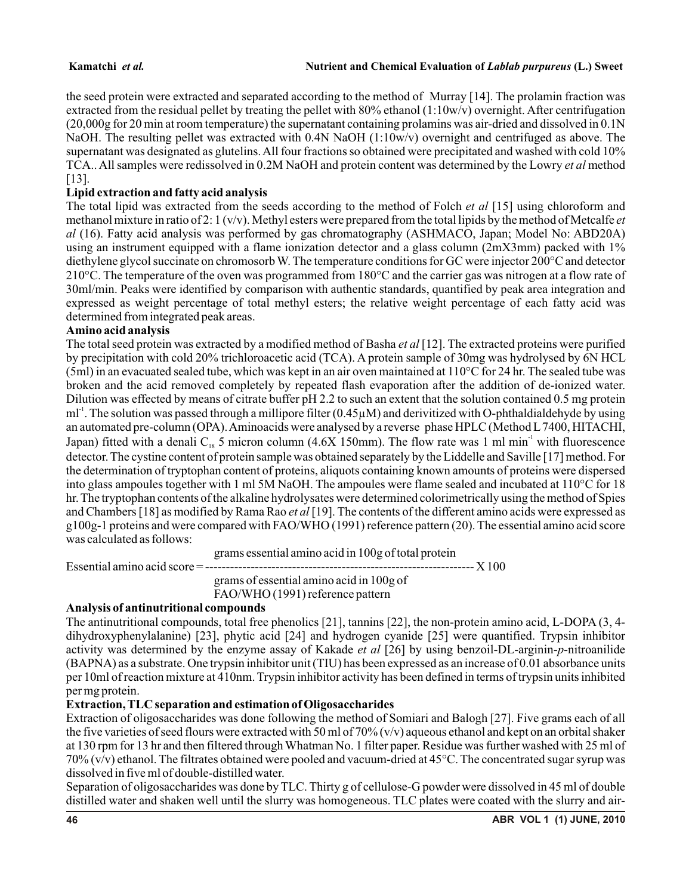the seed protein were extracted and separated according to the method of Murray [14]. The prolamin fraction was extracted from the residual pellet by treating the pellet with 80% ethanol (1:10w/v) overnight. After centrifugation (20,000g for 20 min at room temperature) the supernatant containing prolamins was air-dried and dissolved in 0.1N NaOH. The resulting pellet was extracted with 0.4N NaOH (1:10w/v) overnight and centrifuged as above. The supernatant was designated as glutelins. All four fractions so obtained were precipitated and washed with cold 10% TCA.. All samples were redissolved in 0.2M NaOH and protein content was determined by the Lowry *et al* method [13].

### Lipid extraction and fatty acid analysis

The total lipid was extracted from the seeds according to the method of Folch *et al* [15] using chloroform and methanol mixture in ratio of 2: 1 (v/v). Methyl esters were prepared from the total lipids by the method of Metcalfe *et al* (16). Fatty acid analysis was performed by gas chromatography (ASHMACO, Japan; Model No: ABD20A) using an instrument equipped with a flame ionization detector and a glass column (2mX3mm) packed with 1% diethylene glycol succinate on chromosorb W. The temperature conditions for GC were injector 200°C and detector 210°C. The temperature of the oven was programmed from 180°C and the carrier gas was nitrogen at a flow rate of 30ml/min. Peaks were identified by comparison with authentic standards, quantified by peak area integration and expressed as weight percentage of total methyl esters; the relative weight percentage of each fatty acid was determined from integrated peak areas.

### Amino acid analysis

The total seed protein was extracted by a modified method of Basha *et al* [12]. The extracted proteins were purified by precipitation with cold 20% trichloroacetic acid (TCA). A protein sample of 30mg was hydrolysed by 6N HCL (5ml) in an evacuated sealed tube, which was kept in an air oven maintained at 110°C for 24 hr. The sealed tube was broken and the acid removed completely by repeated flash evaporation after the addition of de-ionized water. Dilution was effected by means of citrate buffer pH 2.2 to such an extent that the solution contained 0.5 mg protein $ml^{-1}$. The solution was passed through a millipore filter (0.45µM) and derivitized with O-phthaldialdehyde by using an automated pre-column (OPA). Aminoacids were analysed by a reverse phase HPLC (Method L 7400, HITACHI, Japan) fitted with a denali $C_{18}$ 5 micron column (4.6X 150mm). The flow rate was 1 ml $min^{-1}$ with fluorescence detector. The cystine content of protein sample was obtained separately by the Liddelle and Saville [17] method. For the determination of tryptophan content of proteins, aliquots containing known amounts of proteins were dispersed into glass ampoules together with 1 ml 5M NaOH. The ampoules were flame sealed and incubated at 110°C for 18 hr. The tryptophan contents of the alkaline hydrolysates were determined colorimetrically using the method of Spies and Chambers [18] as modified by Rama Rao *et al* [19]. The contents of the different amino acids were expressed as g100g-1 proteins and were compared with FAO/WHO (1991) reference pattern (20). The essential amino acid score was calculated as follows:

$$\text{Essential amino acid score} = \frac{\text{grams essential amino acid in 100g of total protein}}{\text{grams of essential amino acid in 100g of FAO/WHO (1991) reference pattern}} \times 100$$

### Analysis of antinutritional compounds

The antinutritional compounds, total free phenolics [21], tannins [22], the non-protein amino acid, L-DOPA (3, 4-dihydroxyphenylalanine) [23], phytic acid [24] and hydrogen cyanide [25] were quantified. Trypsin inhibitor activity was determined by the enzyme assay of Kakade *et al* [26] by using benzoil-DL-arginin-*p*-nitroanilide (BAPNA) as a substrate. One trypsin inhibitor unit (TIU) has been expressed as an increase of 0.01 absorbance units per 10ml of reaction mixture at 410nm. Trypsin inhibitor activity has been defined in terms of trypsin units inhibited per mg protein.

### Extraction, TLC separation and estimation of Oligosaccharides

Extraction of oligosaccharides was done following the method of Somiari and Balogh [27]. Five grams each of all the five varieties of seed flours were extracted with 50 ml of 70% (v/v) aqueous ethanol and kept on an orbital shaker at 130 rpm for 13 hr and then filtered through Whatman No. 1 filter paper. Residue was further washed with 25 ml of 70% (v/v) ethanol. The filtrates obtained were pooled and vacuum-dried at 45°C. The concentrated sugar syrup was dissolved in five ml of double-distilled water.

Separation of oligosaccharides was done by TLC. Thirty g of cellulose-G powder were dissolved in 45 ml of double distilled water and shaken well until the slurry was homogeneous. TLC plates were coated with the slurry and air-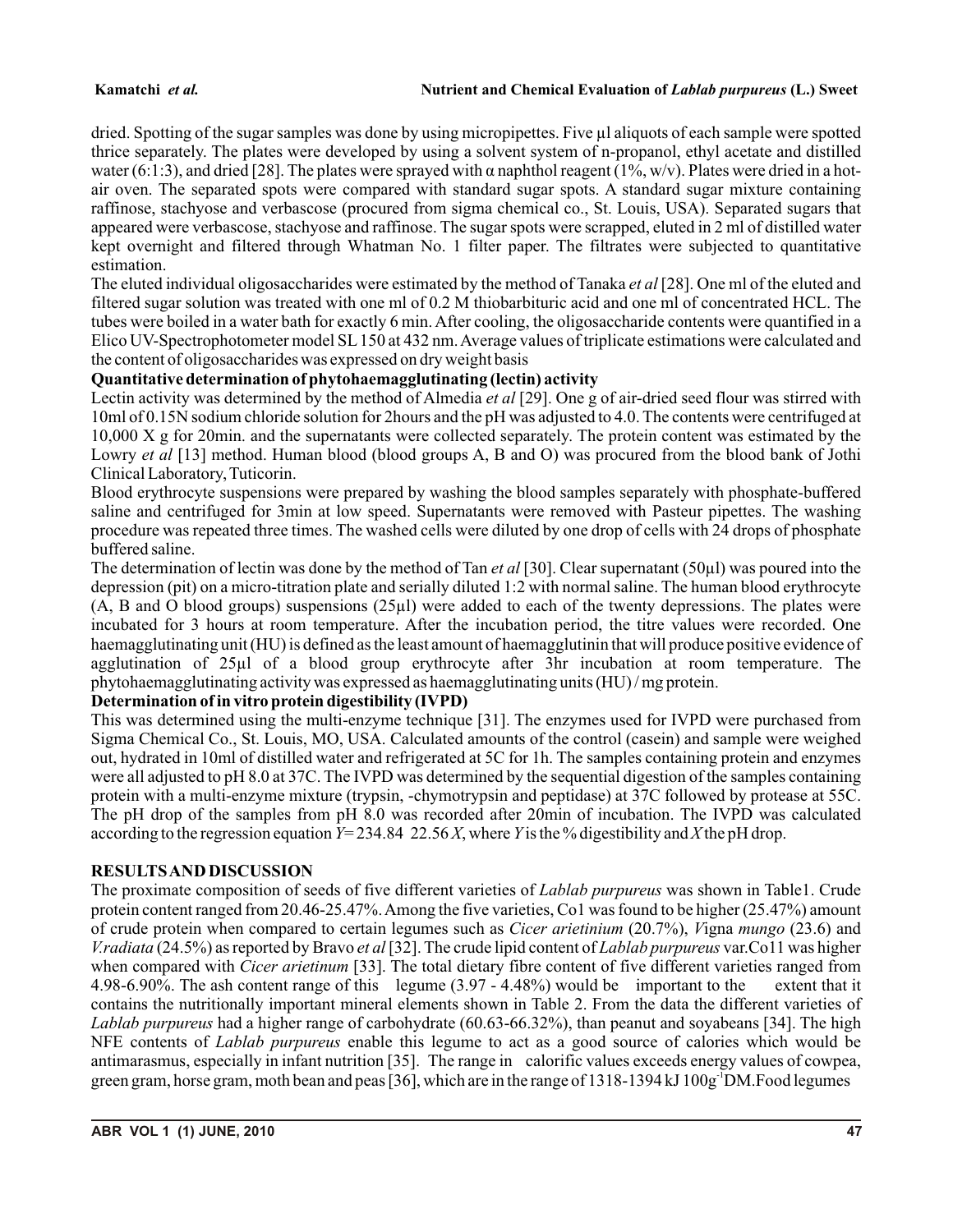dried. Spotting of the sugar samples was done by using micropipettes. Five µl aliquots of each sample were spotted thrice separately. The plates were developed by using a solvent system of n-propanol, ethyl acetate and distilled water (6:1:3), and dried [28]. The plates were sprayed with α naphthol reagent (1%, w/v). Plates were dried in a hot-air oven. The separated spots were compared with standard sugar spots. A standard sugar mixture containing raffinose, stachyose and verbascose (procured from sigma chemical co., St. Louis, USA). Separated sugars that appeared were verbascose, stachyose and raffinose. The sugar spots were scrapped, eluted in 2 ml of distilled water kept overnight and filtered through Whatman No. 1 filter paper. The filtrates were subjected to quantitative estimation.

The eluted individual oligosaccharides were estimated by the method of Tanaka *et al* [28]. One ml of the eluted and filtered sugar solution was treated with one ml of 0.2 M thiobarbituric acid and one ml of concentrated HCL. The tubes were boiled in a water bath for exactly 6 min. After cooling, the oligosaccharide contents were quantified in a Elico UV-Spectrophotometer model SL 150 at 432 nm. Average values of triplicate estimations were calculated and the content of oligosaccharides was expressed on dry weight basis

**Quantitative determination of phytohaemagglutinating (lectin) activity**

Lectin activity was determined by the method of Almedia *et al* [29]. One g of air-dried seed flour was stirred with 10ml of 0.15N sodium chloride solution for 2hours and the pH was adjusted to 4.0. The contents were centrifuged at 10,000 X g for 20min. and the supernatants were collected separately. The protein content was estimated by the Lowry *et al* [13] method. Human blood (blood groups A, B and O) was procured from the blood bank of Jothi Clinical Laboratory, Tuticorin.

Blood erythrocyte suspensions were prepared by washing the blood samples separately with phosphate-buffered saline and centrifuged for 3min at low speed. Supernatants were removed with Pasteur pipettes. The washing procedure was repeated three times. The washed cells were diluted by one drop of cells with 24 drops of phosphate buffered saline.

The determination of lectin was done by the method of Tan *et al* [30]. Clear supernatant (50µl) was poured into the depression (pit) on a micro-titration plate and serially diluted 1:2 with normal saline. The human blood erythrocyte (A, B and O blood groups) suspensions (25µl) were added to each of the twenty depressions. The plates were incubated for 3 hours at room temperature. After the incubation period, the titre values were recorded. One haemagglutinating unit (HU) is defined as the least amount of haemagglutinin that will produce positive evidence of agglutination of 25µl of a blood group erythrocyte after 3hr incubation at room temperature. The phytohaemagglutinating activity was expressed as haemagglutinating units (HU) / mg protein.

**Determination of in vitro protein digestibility (IVPD)**

This was determined using the multi-enzyme technique [31]. The enzymes used for IVPD were purchased from Sigma Chemical Co., St. Louis, MO, USA. Calculated amounts of the control (casein) and sample were weighed out, hydrated in 10ml of distilled water and refrigerated at 5C for 1h. The samples containing protein and enzymes were all adjusted to pH 8.0 at 37C. The IVPD was determined by the sequential digestion of the samples containing protein with a multi-enzyme mixture (trypsin, -chymotrypsin and peptidase) at 37C followed by protease at 55C. The pH drop of the samples from pH 8.0 was recorded after 20min of incubation. The IVPD was calculated according to the regression equation $Y = 234.84 \; 22.56 X$, where $Y$ is the % digestibility and $X$ the pH drop.

## RESULTS AND DISCUSSION

The proximate composition of seeds of five different varieties of *Lablab purpureus* was shown in Table1. Crude protein content ranged from 20.46-25.47%. Among the five varieties, Co1 was found to be higher (25.47%) amount of crude protein when compared to certain legumes such as *Cicer arietinium* (20.7%), *V*igna *mungo* (23.6) and *V.radiata* (24.5%) as reported by Bravo *et al* [32]. The crude lipid content of *Lablab purpureus* var.Co11 was higher when compared with *Cicer arietinum* [33]. The total dietary fibre content of five different varieties ranged from 4.98-6.90%. The ash content range of this legume (3.97 - 4.48%) would be important to the extent that it contains the nutritionally important mineral elements shown in Table 2. From the data the different varieties of *Lablab purpureus* had a higher range of carbohydrate (60.63-66.32%), than peanut and soyabeans [34]. The high NFE contents of *Lablab purpureus* enable this legume to act as a good source of calories which would be antimarasmus, especially in infant nutrition [35]. The range in calorific values exceeds energy values of cowpea, green gram, horse gram, moth bean and peas [36], which are in the range of 1318-1394 kJ $100g^{-1}$ DM. Food legumes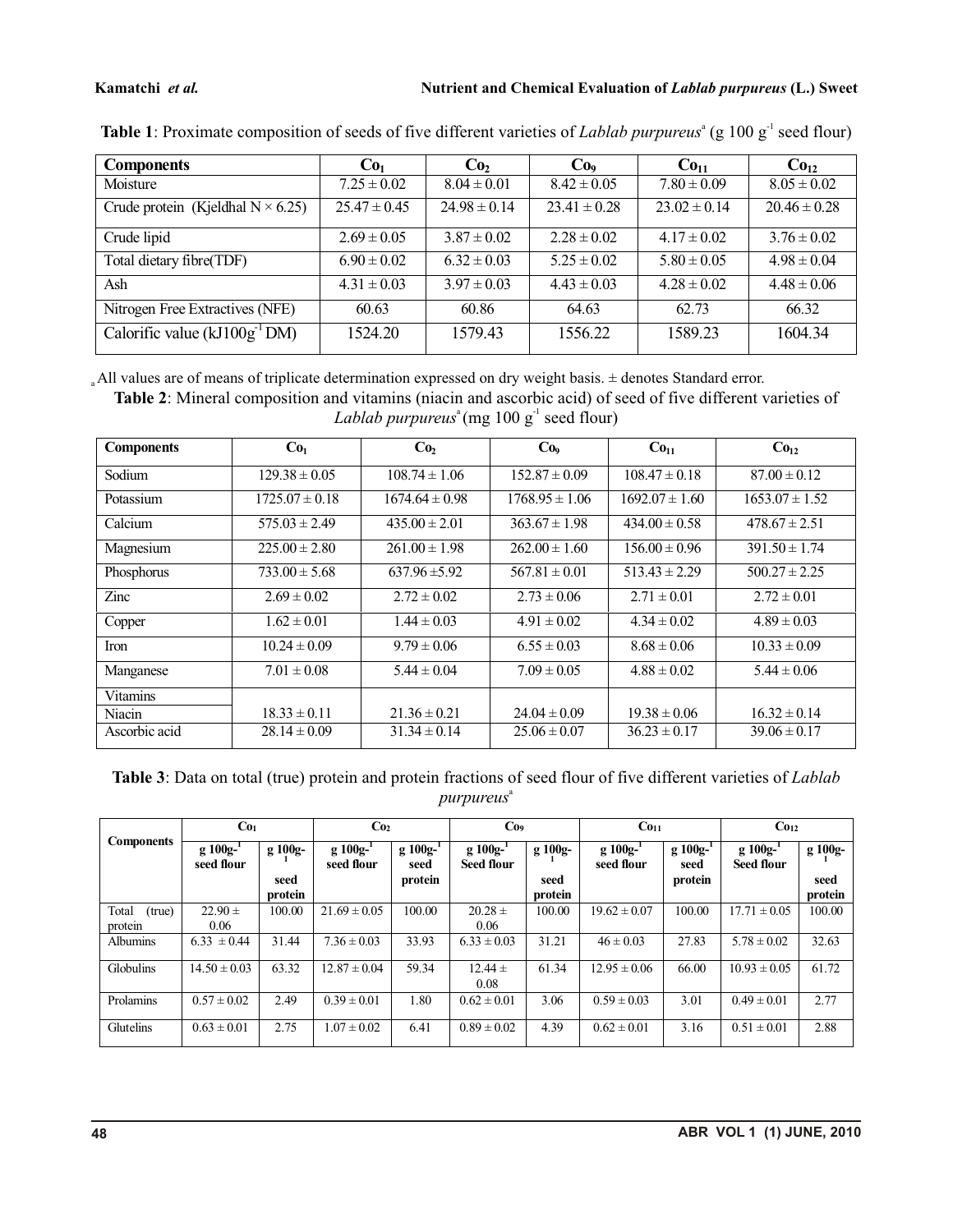**Table 1**: Proximate composition of seeds of five different varieties of *Lablab purpureus*[a] (g 100 $g^{-1}$ seed flour)

| Components | $Co_1$ | $Co_2$ | $Co_9$ | $Co_{11}$ | $Co_{12}$ |
|---|---|---|---|---|---|
| Moisture | 7.25 ± 0.02 | 8.04 ± 0.01 | 8.42 ± 0.05 | 7.80 ± 0.09 | 8.05 ± 0.02 |
| Crude protein (Kjeldhal N × 6.25) | 25.47 ± 0.45 | 24.98 ± 0.14 | 23.41 ± 0.28 | 23.02 ± 0.14 | 20.46 ± 0.28 |
| Crude lipid | 2.69 ± 0.05 | 3.87 ± 0.02 | 2.28 ± 0.02 | 4.17 ± 0.02 | 3.76 ± 0.02 |
| Total dietary fibre(TDF) | 6.90 ± 0.02 | 6.32 ± 0.03 | 5.25 ± 0.02 | 5.80 ± 0.05 | 4.98 ± 0.04 |
| Ash | 4.31 ± 0.03 | 3.97 ± 0.03 | 4.43 ± 0.03 | 4.28 ± 0.02 | 4.48 ± 0.06 |
| Nitrogen Free Extractives (NFE) | 60.63 | 60.86 | 64.63 | 62.73 | 66.32 |
| Calorific value (kJ100$g^{-1}$ DM) | 1524.20 | 1579.43 | 1556.22 | 1589.23 | 1604.34 |

[a] All values are of means of triplicate determination expressed on dry weight basis. ± denotes Standard error.

**Table 2**: Mineral composition and vitamins (niacin and ascorbic acid) of seed of five different varieties of *Lablab purpureus*[a] (mg 100 $g^{-1}$ seed flour)

| Components | $Co_1$ | $Co_2$ | $Co_9$ | $Co_{11}$ | $Co_{12}$ |
|---|---|---|---|---|---|
| Sodium | 129.38 ± 0.05 | 108.74 ± 1.06 | 152.87 ± 0.09 | 108.47 ± 0.18 | 87.00 ± 0.12 |
| Potassium | 1725.07 ± 0.18 | 1674.64 ± 0.98 | 1768.95 ± 1.06 | 1692.07 ± 1.60 | 1653.07 ± 1.52 |
| Calcium | 575.03 ± 2.49 | 435.00 ± 2.01 | 363.67 ± 1.98 | 434.00 ± 0.58 | 478.67 ± 2.51 |
| Magnesium | 225.00 ± 2.80 | 261.00 ± 1.98 | 262.00 ± 1.60 | 156.00 ± 0.96 | 391.50 ± 1.74 |
| Phosphorus | 733.00 ± 5.68 | 637.96 ±5.92 | 567.81 ± 0.01 | 513.43 ± 2.29 | 500.27 ± 2.25 |
| Zinc | 2.69 ± 0.02 | 2.72 ± 0.02 | 2.73 ± 0.06 | 2.71 ± 0.01 | 2.72 ± 0.01 |
| Copper | 1.62 ± 0.01 | 1.44 ± 0.03 | 4.91 ± 0.02 | 4.34 ± 0.02 | 4.89 ± 0.03 |
| Iron | 10.24 ± 0.09 | 9.79 ± 0.06 | 6.55 ± 0.03 | 8.68 ± 0.06 | 10.33 ± 0.09 |
| Manganese | 7.01 ± 0.08 | 5.44 ± 0.04 | 7.09 ± 0.05 | 4.88 ± 0.02 | 5.44 ± 0.06 |
| Vitamins | | | | | |
| Niacin | 18.33 ± 0.11 | 21.36 ± 0.21 | 24.04 ± 0.09 | 19.38 ± 0.06 | 16.32 ± 0.14 |
| Ascorbic acid | 28.14 ± 0.09 | 31.34 ± 0.14 | 25.06 ± 0.07 | 36.23 ± 0.17 | 39.06 ± 0.17 |

**Table 3**: Data on total (true) protein and protein fractions of seed flour of five different varieties of *Lablab purpureus*[a]

| Components | $Co_1$ | | $Co_2$ | | $Co_9$ | | $Co_{11}$ | | $Co_{12}$ | |
|---|---|---|---|---|---|---|---|---|---|---|
| | g 100$g^{-1}$ seed flour | g 100$g^{-1}$ seed protein | g 100$g^{-1}$ seed flour | g 100$g^{-1}$ seed protein | g 100$g^{-1}$ Seed flour | g 100$g^{-1}$ seed protein | g 100$g^{-1}$ seed flour | g 100$g^{-1}$ seed protein | g 100$g^{-1}$ Seed flour | g 100$g^{-1}$ seed protein |
| Total (true) protein | 22.90 ± 0.06 | 100.00 | 21.69 ± 0.05 | 100.00 | 20.28 ± 0.06 | 100.00 | 19.62 ± 0.07 | 100.00 | 17.71 ± 0.05 | 100.00 |
| Albumins | 6.33 ± 0.44 | 31.44 | 7.36 ± 0.03 | 33.93 | 6.33 ± 0.03 | 31.21 | 46 ± 0.03 | 27.83 | 5.78 ± 0.02 | 32.63 |
| Globulins | 14.50 ± 0.03 | 63.32 | 12.87 ± 0.04 | 59.34 | 12.44 ± 0.08 | 61.34 | 12.95 ± 0.06 | 66.00 | 10.93 ± 0.05 | 61.72 |
| Prolamins | 0.57 ± 0.02 | 2.49 | 0.39 ± 0.01 | 1.80 | 0.62 ± 0.01 | 3.06 | 0.59 ± 0.03 | 3.01 | 0.49 ± 0.01 | 2.77 |
| Glutelins | 0.63 ± 0.01 | 2.75 | 1.07 ± 0.02 | 6.41 | 0.89 ± 0.02 | 4.39 | 0.62 ± 0.01 | 3.16 | 0.51 ± 0.01 | 2.88 |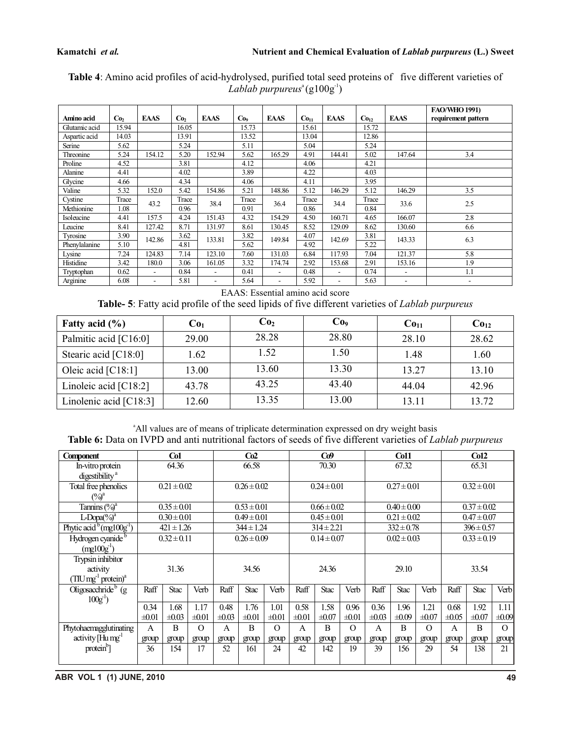**Table 4**: Amino acid profiles of acid-hydrolysed, purified total seed proteins of five different varieties of *Lablab purpureus*[a] ($g100g^{-1}$)

| Amino acid | $Co_2$ | EAAS | $Co_2$ | EAAS | $Co_9$ | EAAS | $Co_{11}$ | EAAS | $Co_{12}$ | EAAS | FAO/WHO 1991) requirement pattern |
|---|---|---|---|---|---|---|---|---|---|---|---|
| Glutamic acid | 15.94 | | 16.05 | | 15.73 | | 15.61 | | 15.72 | | |
| Aspartic acid | 14.03 | | 13.91 | | 13.52 | | 13.04 | | 12.86 | | |
| Serine | 5.62 | | 5.24 | | 5.11 | | 5.04 | | 5.24 | | |
| Threonine | 5.24 | 154.12 | 5.20 | 152.94 | 5.62 | 165.29 | 4.91 | 144.41 | 5.02 | 147.64 | 3.4 |
| Proline | 4.52 | | 3.81 | | 4.12 | | 4.06 | | 4.21 | | |
| Alanine | 4.41 | | 4.02 | | 3.89 | | 4.22 | | 4.03 | | |
| Glycine | 4.66 | | 4.34 | | 4.06 | | 4.11 | | 3.95 | | |
| Valine | 5.32 | 152.0 | 5.42 | 154.86 | 5.21 | 148.86 | 5.12 | 146.29 | 5.12 | 146.29 | 3.5 |
| Cystine | Trace | 43.2 | Trace | 38.4 | Trace | 36.4 | Trace | 34.4 | Trace | 33.6 | 2.5 |
| Methionine | 1.08 | | 0.96 | | 0.91 | | 0.86 | | 0.84 | | |
| Isoleucine | 4.41 | 157.5 | 4.24 | 151.43 | 4.32 | 154.29 | 4.50 | 160.71 | 4.65 | 166.07 | 2.8 |
| Leucine | 8.41 | 127.42 | 8.71 | 131.97 | 8.61 | 130.45 | 8.52 | 129.09 | 8.62 | 130.60 | 6.6 |
| Tyrosine | 3.90 | 142.86 | 3.62 | 133.81 | 3.82 | 149.84 | 4.07 | 142.69 | 3.81 | 143.33 | 6.3 |
| Phenylalanine | 5.10 | | 4.81 | | 5.62 | | 4.92 | | 5.22 | | |
| Lysine | 7.24 | 124.83 | 7.14 | 123.10 | 7.60 | 131.03 | 6.84 | 117.93 | 7.04 | 121.37 | 5.8 |
| Histidine | 3.42 | 180.0 | 3.06 | 161.05 | 3.32 | 174.74 | 2.92 | 153.68 | 2.91 | 153.16 | 1.9 |
| Tryptophan | 0.62 | - | 0.84 | - | 0.41 | - | 0.48 | - | 0.74 | - | 1.1 |
| Arginine | 6.08 | - | 5.81 | - | 5.64 | - | 5.92 | - | 5.63 | - | - |

EAAS: Essential amino acid score

**Table- 5**: Fatty acid profile of the seed lipids of five different varieties of *Lablab purpureus*

| Fatty acid (%) | $Co_1$ | $Co_2$ | $Co_9$ | $Co_{11}$ | $Co_{12}$ |
|---|---|---|---|---|---|
| Palmitic acid [C16:0] | 29.00 | 28.28 | 28.80 | 28.10 | 28.62 |
| Stearic acid [C18:0] | 1.62 | 1.52 | 1.50 | 1.48 | 1.60 |
| Oleic acid [C18:1] | 13.00 | 13.60 | 13.30 | 13.27 | 13.10 |
| Linoleic acid [C18:2] | 43.78 | 43.25 | 43.40 | 44.04 | 42.96 |
| Linolenic acid [C18:3] | 12.60 | 13.35 | 13.00 | 13.11 | 13.72 |

[a]All values are of means of triplicate determination expressed on dry weight basis

**Table 6:** Data on IVPD and anti nutritional factors of seeds of five different varieties of *Lablab purpureus*

| Component | Co1 | | | Co2 | | | Co9 | | | Co11 | | | Co12 | | |
|---|---|---|---|---|---|---|---|---|---|---|---|---|---|---|---|
| In-vitro protein digestibility[a] | 64.36 | | | 66.58 | | | 70.30 | | | 67.32 | | | 65.31 | | |
| Total free phenolics (%)[a] | 0.21 ± 0.02 | | | 0.26 ± 0.02 | | | 0.24 ± 0.01 | | | 0.27 ± 0.01 | | | 0.32 ± 0.01 | | |
| Tannins (%)[a] | 0.35 ± 0.01 | | | 0.53 ± 0.01 | | | 0.66 ± 0.02 | | | 0.40 ± 0.00 | | | 0.37 ± 0.02 | | |
| L-Dopa(%)[a] | 0.30 ± 0.01 | | | 0.49 ± 0.01 | | | 0.45 ± 0.01 | | | 0.21 ± 0.02 | | | 0.47 ± 0.07 | | |
| Phytic acid[b] ($mg100g^{-1}$) | 421 ± 1.26 | | | 344 ± 1.24 | | | 314 ± 2.21 | | | 332 ± 0.78 | | | 396 ± 0.57 | | |
| Hydrogen cyanide[b] ($mg100g^{-1}$) | 0.32 ± 0.11 | | | 0.26 ± 0.09 | | | 0.14 ± 0.07 | | | 0.02 ± 0.03 | | | 0.33 ± 0.19 | | |
| Trypsin inhibitor activity (TIU $mg^{-1}$ protein)[a] | 31.36 | | | 34.56 | | | 24.36 | | | 29.10 | | | 33.54 | | |
| Oligosacchride[b] (g $100g^{-1}$) | Raff | Stac | Verb | Raff | Stac | Verb | Raff | Stac | Verb | Raff | Stac | Verb | Raff | Stac | Verb |
| | 0.34 ±0.01 | 1.68 ±0.03 | 1.17 ±0.01 | 0.48 ±0.03 | 1.76 ±0.01 | 1.01 ±0.01 | 0.58 ±0.01 | 1.58 ±0.07 | 0.96 ±0.01 | 0.36 ±0.03 | 1.96 ±0.09 | 1.21 ±0.07 | 0.68 ±0.05 | 1.92 ±0.07 | 1.11 ±0.09 |
| Phytohaemagglutinating activity [Hu $mg^{-1}$ protein[b]] | A group | B group | O group | A group | B group | O group | A group | B group | O group | A group | B group | O group | A group | B group | O group |
| | 36 | 154 | 17 | 52 | 161 | 24 | 42 | 142 | 19 | 39 | 156 | 29 | 54 | 138 | 21 |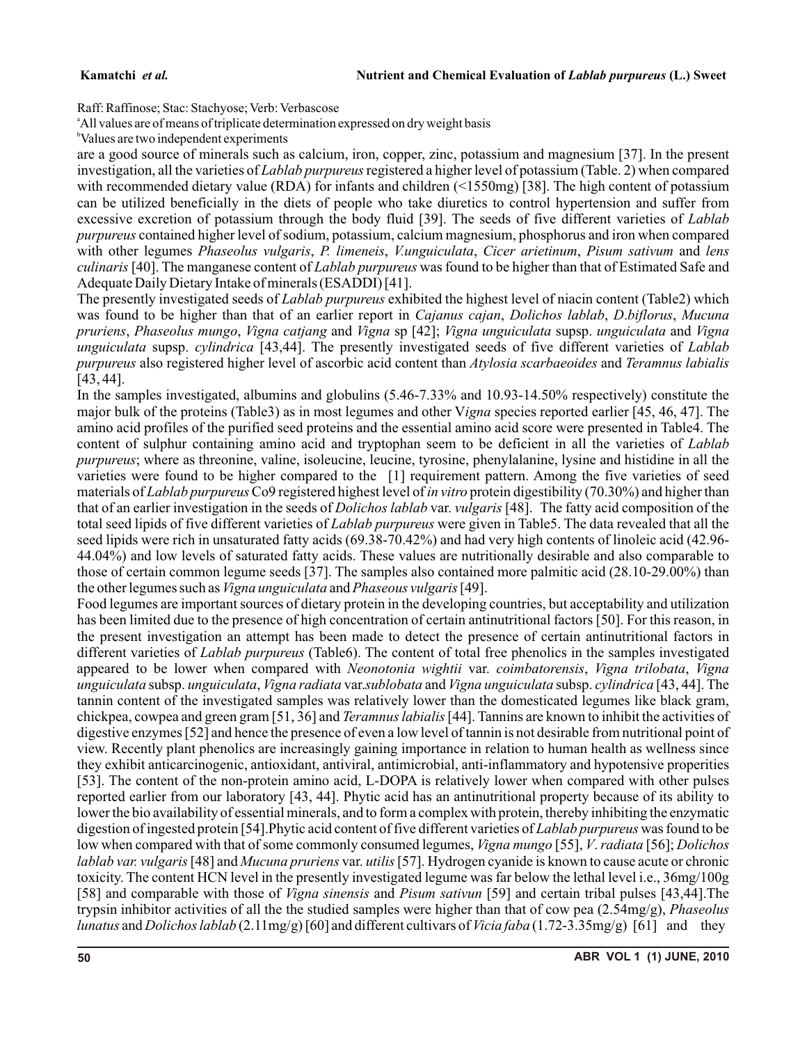Raff: Raffinose; Stac: Stachyose; Verb: Verbascose

[a]All values are of means of triplicate determination expressed on dry weight basis

[b]Values are two independent experiments

are a good source of minerals such as calcium, iron, copper, zinc, potassium and magnesium [37]. In the present investigation, all the varieties of *Lablab purpureus* registered a higher level of potassium (Table. 2) when compared with recommended dietary value (RDA) for infants and children (<1550mg) [38]. The high content of potassium can be utilized beneficially in the diets of people who take diuretics to control hypertension and suffer from excessive excretion of potassium through the body fluid [39]. The seeds of five different varieties of *Lablab purpureus* contained higher level of sodium, potassium, calcium magnesium, phosphorus and iron when compared with other legumes *Phaseolus vulgaris*, *P. limeneis*, *V.unguiculata*, *Cicer arietinum*, *Pisum sativum* and *lens culinaris* [40]. The manganese content of *Lablab purpureus* was found to be higher than that of Estimated Safe and Adequate Daily Dietary Intake of minerals (ESADDI) [41].

The presently investigated seeds of *Lablab purpureus* exhibited the highest level of niacin content (Table2) which was found to be higher than that of an earlier report in *Cajanus cajan*, *Dolichos lablab*, *D.biflorus*, *Mucuna pruriens*, *Phaseolus mungo*, *Vigna catjang* and *Vigna* sp [42]; *Vigna unguiculata* supsp. *unguiculata* and *Vigna unguiculata* supsp. *cylindrica* [43,44]. The presently investigated seeds of five different varieties of *Lablab purpureus* also registered higher level of ascorbic acid content than *Atylosia scarbaeoides* and *Teramnus labialis* [43, 44].

In the samples investigated, albumins and globulins (5.46-7.33% and 10.93-14.50% respectively) constitute the major bulk of the proteins (Table3) as in most legumes and other V*igna* species reported earlier [45, 46, 47]. The amino acid profiles of the purified seed proteins and the essential amino acid score were presented in Table4. The content of sulphur containing amino acid and tryptophan seem to be deficient in all the varieties of *Lablab purpureus*; where as threonine, valine, isoleucine, leucine, tyrosine, phenylalanine, lysine and histidine in all the varieties were found to be higher compared to the [1] requirement pattern. Among the five varieties of seed materials of *Lablab purpureus* Co9 registered highest level of *in vitro* protein digestibility (70.30%) and higher than that of an earlier investigation in the seeds of *Dolichos lablab* var. *vulgaris* [48]. The fatty acid composition of the total seed lipids of five different varieties of *Lablab purpureus* were given in Table5. The data revealed that all the seed lipids were rich in unsaturated fatty acids (69.38-70.42%) and had very high contents of linoleic acid (42.96-44.04%) and low levels of saturated fatty acids. These values are nutritionally desirable and also comparable to those of certain common legume seeds [37]. The samples also contained more palmitic acid (28.10-29.00%) than the other legumes such as *Vigna unguiculata* and *Phaseous vulgaris* [49].

Food legumes are important sources of dietary protein in the developing countries, but acceptability and utilization has been limited due to the presence of high concentration of certain antinutritional factors [50]. For this reason, in the present investigation an attempt has been made to detect the presence of certain antinutritional factors in different varieties of *Lablab purpureus* (Table6). The content of total free phenolics in the samples investigated appeared to be lower when compared with *Neonotonia wightii* var. *coimbatorensis*, *Vigna trilobata*, *Vigna unguiculata* subsp. *unguiculata*, *Vigna radiata* var.*sublobata* and *Vigna unguiculata* subsp. *cylindrica* [43, 44]. The tannin content of the investigated samples was relatively lower than the domesticated legumes like black gram, chickpea, cowpea and green gram [51, 36] and *Teramnus labialis* [44]. Tannins are known to inhibit the activities of digestive enzymes [52] and hence the presence of even a low level of tannin is not desirable from nutritional point of view. Recently plant phenolics are increasingly gaining importance in relation to human health as wellness since they exhibit anticarcinogenic, antioxidant, antiviral, antimicrobial, anti-inflammatory and hypotensive properities [53]. The content of the non-protein amino acid, L-DOPA is relatively lower when compared with other pulses reported earlier from our laboratory [43, 44]. Phytic acid has an antinutritional property because of its ability to lower the bio availability of essential minerals, and to form a complex with protein, thereby inhibiting the enzymatic digestion of ingested protein [54].Phytic acid content of five different varieties of *Lablab purpureus* was found to be low when compared with that of some commonly consumed legumes, *Vigna mungo* [55], *V*. *radiata* [56]; *Dolichos lablab var. vulgaris* [48] and *Mucuna pruriens* var. *utilis* [57]. Hydrogen cyanide is known to cause acute or chronic toxicity. The content HCN level in the presently investigated legume was far below the lethal level i.e., 36mg/100g [58] and comparable with those of *Vigna sinensis* and *Pisum sativun* [59] and certain tribal pulses [43,44].The trypsin inhibitor activities of all the the studied samples were higher than that of cow pea (2.54mg/g), *Phaseolus lunatus* and *Dolichos lablab* (2.11mg/g) [60] and different cultivars of *Vicia faba* (1.72-3.35mg/g) [61] and they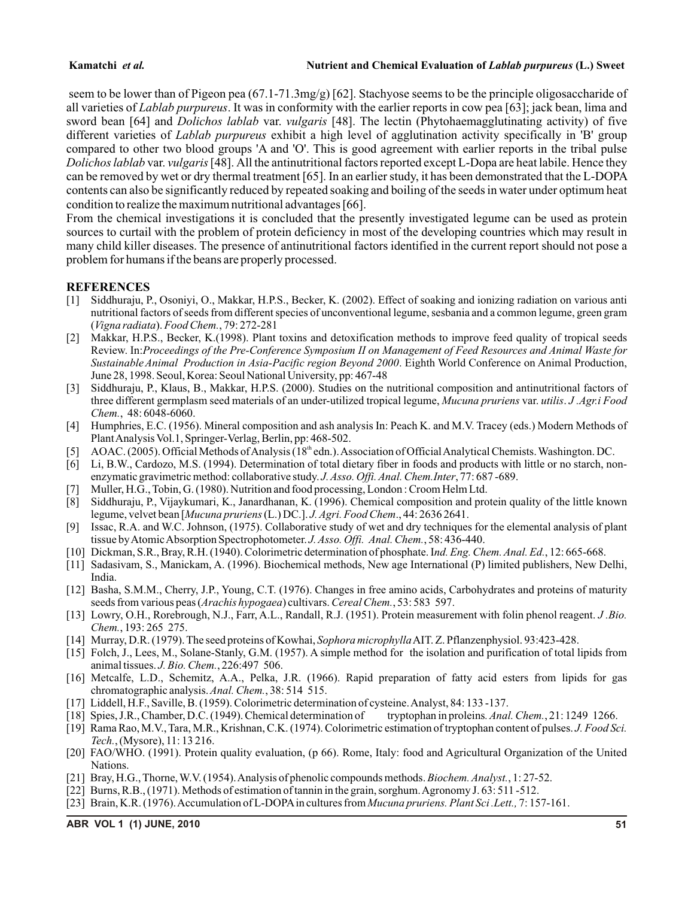seem to be lower than of Pigeon pea (67.1-71.3mg/g) [62]. Stachyose seems to be the principle oligosaccharide of all varieties of *Lablab purpureus*. It was in conformity with the earlier reports in cow pea [63]; jack bean, lima and sword bean [64] and *Dolichos lablab* var. *vulgaris* [48]. The lectin (Phytohaemagglutinating activity) of five different varieties of *Lablab purpureus* exhibit a high level of agglutination activity specifically in 'B' group compared to other two blood groups 'A and 'O'. This is good agreement with earlier reports in the tribal pulse *Dolichos lablab* var. *vulgaris* [48]. All the antinutritional factors reported except L-Dopa are heat labile. Hence they can be removed by wet or dry thermal treatment [65]. In an earlier study, it has been demonstrated that the L-DOPA contents can also be significantly reduced by repeated soaking and boiling of the seeds in water under optimum heat condition to realize the maximum nutritional advantages [66].

From the chemical investigations it is concluded that the presently investigated legume can be used as protein sources to curtail with the problem of protein deficiency in most of the developing countries which may result in many child killer diseases. The presence of antinutritional factors identified in the current report should not pose a problem for humans if the beans are properly processed.

## REFERENCES

[1] Siddhuraju, P., Osoniyi, O., Makkar, H.P.S., Becker, K. (2002). Effect of soaking and ionizing radiation on various anti nutritional factors of seeds from different species of unconventional legume, sesbania and a common legume, green gram (*Vigna radiata*). *Food Chem.*, 79: 272-281

[2] Makkar, H.P.S., Becker, K.(1998). Plant toxins and detoxification methods to improve feed quality of tropical seeds Review. In:*Proceedings of the Pre-Conference Symposium II on Management of Feed Resources and Animal Waste for Sustainable Animal Production in Asia-Pacific region Beyond 2000*. Eighth World Conference on Animal Production, June 28, 1998. Seoul, Korea: Seoul National University, pp: 467-48

[3] Siddhuraju, P., Klaus, B., Makkar, H.P.S. (2000). Studies on the nutritional composition and antinutritional factors of three different germplasm seed materials of an under-utilized tropical legume, *Mucuna pruriens* var. *utilis*. *J .Agr.i Food Chem.*, 48: 6048-6060.

[4] Humphries, E.C. (1956). Mineral composition and ash analysis In: Peach K. and M.V. Tracey (eds.) Modern Methods of Plant Analysis Vol.1, Springer-Verlag, Berlin, pp: 468-502.

[5] AOAC. (2005). Official Methods of Analysis (18th edn.). Association of Official Analytical Chemists. Washington. DC.

[6] Li, B.W., Cardozo, M.S. (1994). Determination of total dietary fiber in foods and products with little or no starch, non-enzymatic gravimetric method: collaborative study. *J. Asso. Offi. Anal. Chem.Inter*, 77: 687 -689.

[7] Muller, H.G., Tobin, G. (1980). Nutrition and food processing, London : Croom Helm Ltd.

[8] Siddhuraju, P., Vijaykumari, K., Janardhanan, K. (1996). Chemical composition and protein quality of the little known legume, velvet bean [*Mucuna pruriens* (L.) DC.]. *J. Agri. Food Chem*., 44: 2636 2641.

[9] Issac, R.A. and W.C. Johnson, (1975). Collaborative study of wet and dry techniques for the elemental analysis of plant tissue by Atomic Absorption Spectrophotometer. *J. Asso. Offi. Anal. Chem.*, 58: 436-440.

[10] Dickman, S.R., Bray, R.H. (1940). Colorimetric determination of phosphate. I*nd. Eng. Chem. Anal. Ed.*, 12: 665-668.

[11] Sadasivam, S., Manickam, A. (1996). Biochemical methods, New age International (P) limited publishers, New Delhi, India.

[12] Basha, S.M.M., Cherry, J.P., Young, C.T. (1976). Changes in free amino acids, Carbohydrates and proteins of maturity seeds from various peas (*Arachis hypogaea*) cultivars. *Cereal Chem.*, 53: 583 597.

[13] Lowry, O.H., Rorebrough, N.J., Farr, A.L., Randall, R.J. (1951). Protein measurement with folin phenol reagent. *J .Bio. Chem.*, 193: 265 275.

[14] Murray, D.R. (1979). The seed proteins of Kowhai, *Sophora microphylla* AIT. Z. Pflanzenphysiol. 93:423-428.

[15] Folch, J., Lees, M., Solane-Stanly, G.M. (1957). A simple method for the isolation and purification of total lipids from animal tissues. *J. Bio. Chem.*, 226:497 506.

[16] Metcalfe, L.D., Schemitz, A.A., Pelka, J.R. (1966). Rapid preparation of fatty acid esters from lipids for gas chromatographic analysis. *Anal. Chem.*, 38: 514 515.

[17] Liddell, H.F., Saville, B. (1959). Colorimetric determination of cysteine. Analyst, 84: 133 -137.

[18] Spies, J.R., Chamber, D.C. (1949). Chemical determination of tryptophan in proleins*. Anal. Chem.*, 21: 1249 1266.

[19] Rama Rao, M.V., Tara, M.R., Krishnan, C.K. (1974). Colorimetric estimation of tryptophan content of pulses. *J. Food Sci. Tech.*, (Mysore), 11: 13 216.

[20] FAO/WHO. (1991). Protein quality evaluation, (p 66). Rome, Italy: food and Agricultural Organization of the United Nations.

[21] Bray, H.G., Thorne, W.V. (1954). Analysis of phenolic compounds methods. *Biochem. Analyst.*, 1: 27-52.

[22] Burns, R.B., (1971). Methods of estimation of tannin in the grain, sorghum. Agronomy J. 63: 511 -512.

[23] Brain, K.R. (1976). Accumulation of L-DOPA in cultures from *Mucuna pruriens. Plant Sci .Lett.,* 7: 157-161.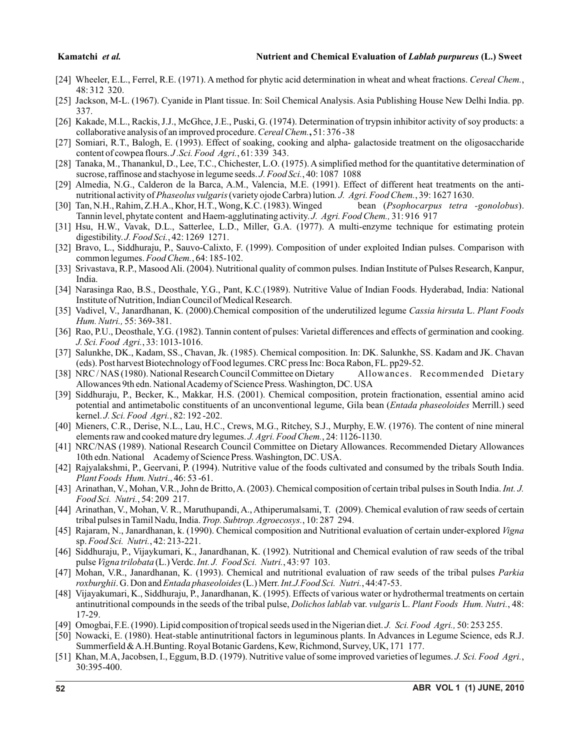[24] Wheeler, E.L., Ferrel, R.E. (1971). A method for phytic acid determination in wheat and wheat fractions. *Cereal Chem.*, 48: 312 320.

[25] Jackson, M-L. (1967). Cyanide in Plant tissue. In: Soil Chemical Analysis. Asia Publishing House New Delhi India. pp. 337.

[26] Kakade, M.L., Rackis, J.J., McGhce, J.E., Puski, G. (1974). Determination of trypsin inhibitor activity of soy products: a collaborative analysis of an improved procedure. *Cereal Chem.*, 51: 376 -38

[27] Somiari, R.T., Balogh, E. (1993). Effect of soaking, cooking and alpha- galactoside treatment on the oligosaccharide content of cowpea flours. *J .Sci. Food Agri.*, 61: 339 343.

[28] Tanaka, M., Thanankul, D., Lee, T.C., Chichester, L.O. (1975). A simplified method for the quantitative determination of sucrose, raffinose and stachyose in legume seeds. *J. Food Sci.*, 40: 1087 1088

[29] Almedia, N.G., Calderon de la Barca, A.M., Valencia, M.E. (1991). Effect of different heat treatments on the anti-nutritional activity of *Phaseolus vulgaris* (variety ojode Carbra) lution*. J. Agri. Food Chem.*, 39: 1627 1630.

[30] Tan, N.H., Rahim, Z.H.A., Khor, H.T., Wong, K.C. (1983). Winged bean (*Psophocarpus tetra -gonolobus*). Tannin level, phytate content and Haem-agglutinating activity. *J. Agri. Food Chem.,* 31: 916 917

[31] Hsu, H.W., Vavak, D.L., Satterlee, L.D., Miller, G.A. (1977). A multi-enzyme technique for estimating protein digestibility. *J. Food Sci.*, 42: 1269 1271.

[32] Bravo, L., Siddhuraju, P., Sauvo-Calixto, F. (1999). Composition of under exploited Indian pulses. Comparison with common legumes. *Food Chem.*, 64: 185-102.

[33] Srivastava, R.P., Masood Ali. (2004). Nutritional quality of common pulses. Indian Institute of Pulses Research, Kanpur, India.

[34] Narasinga Rao, B.S., Deosthale, Y.G., Pant, K.C.(1989). Nutritive Value of Indian Foods. Hyderabad, India: National Institute of Nutrition, Indian Council of Medical Research.

[35] Vadivel, V., Janardhanan, K. (2000).Chemical composition of the underutilized legume *Cassia hirsuta* L. *Plant Foods Hum. Nutri.,* 55: 369-381.

[36] Rao, P.U., Deosthale, Y.G. (1982). Tannin content of pulses: Varietal differences and effects of germination and cooking. *J. Sci. Food Agri.*, 33: 1013-1016.

[37] Salunkhe, DK., Kadam, SS., Chavan, Jk. (1985). Chemical composition. In: DK. Salunkhe, SS. Kadam and JK. Chavan (eds). Post harvest Biotechnology of Food legumes. CRC press Inc: Boca Rabon, FL. pp29-52.

[38] NRC / NAS (1980). National Research Council Committee on Dietary Allowances. Recommended Dietary Allowances 9th edn. National Academy of Science Press. Washington, DC. USA

[39] Siddhuraju, P., Becker, K., Makkar, H.S. (2001). Chemical composition, protein fractionation, essential amino acid potential and antimetabolic constituents of an unconventional legume, Gila bean (*Entada phaseoloides* Merrill.) seed kernel. *J. Sci. Food Agri.*, 82: 192 -202.

[40] Mieners, C.R., Derise, N.L., Lau, H.C., Crews, M.G., Ritchey, S.J., Murphy, E.W. (1976). The content of nine mineral elements raw and cooked mature dry legumes. *J. Agri. Food Chem.*, 24: 1126-1130.

[41] NRC/NAS (1989). National Research Council Committee on Dietary Allowances. Recommended Dietary Allowances 10th edn. National Academy of Science Press. Washington, DC. USA.

[42] Rajyalakshmi, P., Geervani, P. (1994). Nutritive value of the foods cultivated and consumed by the tribals South India. *Plant Foods Hum. Nutri*., 46: 53 -61.

[43] Arinathan, V., Mohan, V.R., John de Britto, A. (2003). Chemical composition of certain tribal pulses in South India. *Int. J. Food Sci. Nutri.*, 54: 209 217.

[44] Arinathan, V., Mohan, V. R., Maruthupandi, A., Athiperumalsami, T. (2009). Chemical evalution of raw seeds of certain tribal pulses in Tamil Nadu, India. *Trop. Subtrop. Agroecosys.*, 10: 287 294.

[45] Rajaram, N., Janardhanan, k. (1990). Chemical composition and Nutritional evaluation of certain under-explored *Vigna* sp. *Food Sci. Nutri.*, 42: 213-221.

[46] Siddhuraju, P., Vijaykumari, K., Janardhanan, K. (1992). Nutritional and Chemical evalution of raw seeds of the tribal pulse *Vigna trilobata* (L.) Verdc. *Int. J. Food Sci. Nutri.*, 43: 97 103.

[47] Mohan, V.R., Janardhanan, K. (1993). Chemical and nutritional evaluation of raw seeds of the tribal pulses *Parkia roxburghii*. G. Don and *Entada phaseoloides* (L.) Merr. *Int.J.Food Sci. Nutri.*, 44:47-53.

[48] Vijayakumari, K., Siddhuraju, P., Janardhanan, K. (1995). Effects of various water or hydrothermal treatments on certain antinutritional compounds in the seeds of the tribal pulse, *Dolichos lablab* var. *vulgaris* L. *Plant Foods Hum. Nutri.*, 48: 17-29.

[49] Omogbai, F.E. (1990). Lipid composition of tropical seeds used in the Nigerian diet. *J. Sci. Food Agri.,* 50: 253 255.

[50] Nowacki, E. (1980). Heat-stable antinutritional factors in leguminous plants. In Advances in Legume Science, eds R.J. Summerfield & A.H.Bunting. Royal Botanic Gardens, Kew, Richmond, Survey, UK, 171 177.

[51] Khan, M.A, Jacobsen, I., Eggum, B.D. (1979). Nutritive value of some improved varieties of legumes. *J. Sci. Food Agri.*, 30:395-400.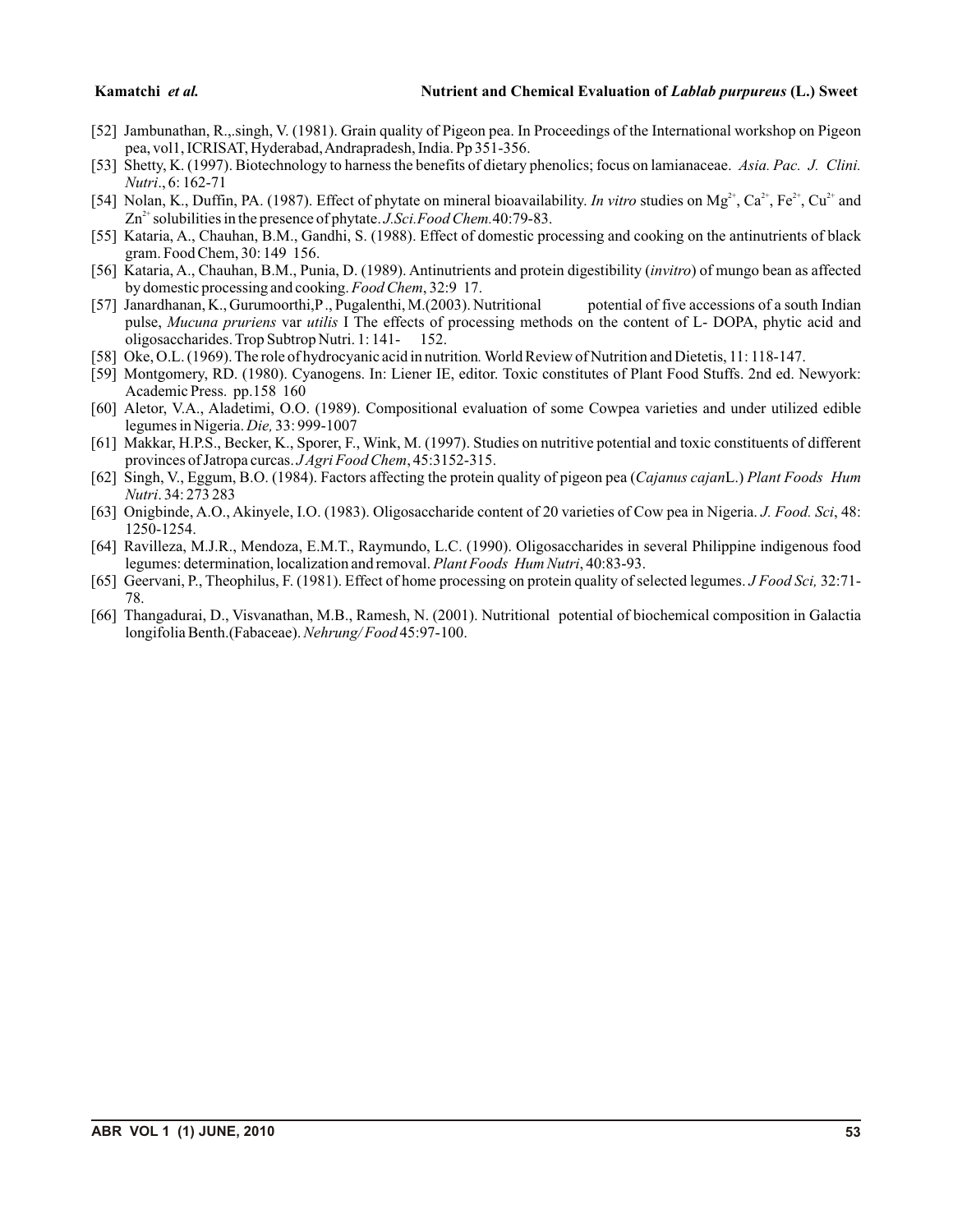[52] Jambunathan, R.,.singh, V. (1981). Grain quality of Pigeon pea. In Proceedings of the International workshop on Pigeon pea, vol1, ICRISAT, Hyderabad, Andrapradesh, India. Pp 351-356.

[53] Shetty, K. (1997). Biotechnology to harness the benefits of dietary phenolics; focus on lamianaceae. *Asia. Pac. J. Clini. Nutri*., 6: 162-71

[54] Nolan, K., Duffin, PA. (1987). Effect of phytate on mineral bioavailability. *In vitro* studies on $Mg^{2+}$, $Ca^{2+}$, $Fe^{2+}$, $Cu^{2+}$ and $Zn^{2+}$ solubilities in the presence of phytate. *J.Sci.Food Chem.*40:79-83.

[55] Kataria, A., Chauhan, B.M., Gandhi, S. (1988). Effect of domestic processing and cooking on the antinutrients of black gram. Food Chem, 30: 149 156.

[56] Kataria, A., Chauhan, B.M., Punia, D. (1989). Antinutrients and protein digestibility (*invitro*) of mungo bean as affected by domestic processing and cooking. *Food Chem*, 32:9 17.

[57] Janardhanan, K., Gurumoorthi,P ., Pugalenthi, M.(2003). Nutritional potential of five accessions of a south Indian pulse, *Mucuna pruriens* var *utilis* I The effects of processing methods on the content of L- DOPA, phytic acid and oligosaccharides. Trop Subtrop Nutri. 1: 141- 152.

[58] Oke, O.L. (1969). The role of hydrocyanic acid in nutrition*.* World Review of Nutrition and Dietetis, 11: 118-147.

[59] Montgomery, RD. (1980). Cyanogens. In: Liener IE, editor. Toxic constitutes of Plant Food Stuffs. 2nd ed. Newyork: Academic Press. pp.158 160

[60] Aletor, V.A., Aladetimi, O.O. (1989). Compositional evaluation of some Cowpea varieties and under utilized edible legumes in Nigeria. *Die,* 33: 999-1007

[61] Makkar, H.P.S., Becker, K., Sporer, F., Wink, M. (1997). Studies on nutritive potential and toxic constituents of different provinces of Jatropa curcas. *J Agri Food Chem*, 45:3152-315.

[62] Singh, V., Eggum, B.O. (1984). Factors affecting the protein quality of pigeon pea (*Cajanus cajan*L.) *Plant Foods Hum Nutri*. 34: 273 283

[63] Onigbinde, A.O., Akinyele, I.O. (1983). Oligosaccharide content of 20 varieties of Cow pea in Nigeria. *J. Food. Sci*, 48: 1250-1254.

[64] Ravilleza, M.J.R., Mendoza, E.M.T., Raymundo, L.C. (1990). Oligosaccharides in several Philippine indigenous food legumes: determination, localization and removal. *Plant Foods Hum Nutri*, 40:83-93.

[65] Geervani, P., Theophilus, F. (1981). Effect of home processing on protein quality of selected legumes. *J Food Sci,* 32:71-78.

[66] Thangadurai, D., Visvanathan, M.B., Ramesh, N. (2001). Nutritional potential of biochemical composition in Galactia longifolia Benth.(Fabaceae). *Nehrung/ Food* 45:97-100.